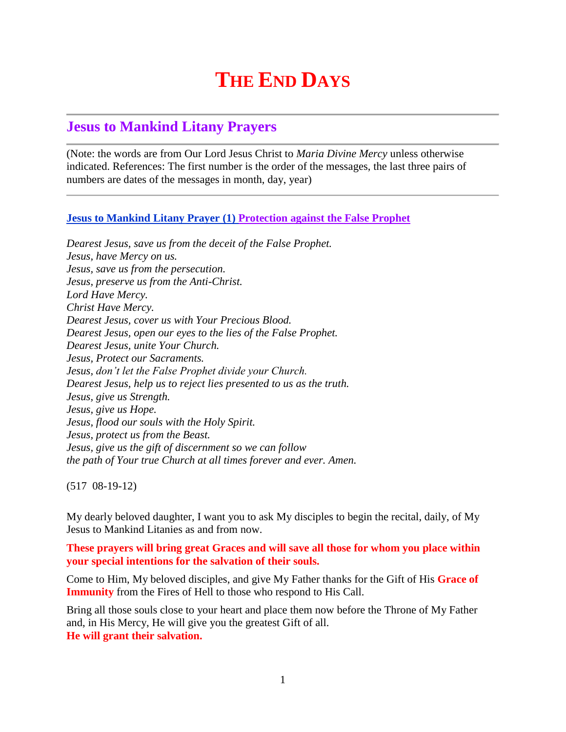# THE END DAYS

## Jesus to Mankind Litany Prayers

(Note: the words are from Our Lord Jesus Christ to *Maria Divine Mercy* unless otherwise indicated. References: The first number is the order of the messages, the last three pairs of numbers are dates of the messages in month, day, year)

### Jesus to Mankind Litany Prayer (1) Protection against the False Prophet

*Dearest Jesus, save us from the deceit of the False Prophet.*
*Jesus, have Mercy on us.*
*Jesus, save us from the persecution.*
*Jesus, preserve us from the Anti-Christ.*
*Lord Have Mercy.*
*Christ Have Mercy.*
*Dearest Jesus, cover us with Your Precious Blood.*
*Dearest Jesus, open our eyes to the lies of the False Prophet.*
*Dearest Jesus, unite Your Church.*
*Jesus, Protect our Sacraments.*
*Jesus, don't let the False Prophet divide your Church.*
*Dearest Jesus, help us to reject lies presented to us as the truth.*
*Jesus, give us Strength.*
*Jesus, give us Hope.*
*Jesus, flood our souls with the Holy Spirit.*
*Jesus, protect us from the Beast.*
*Jesus, give us the gift of discernment so we can follow*
*the path of Your true Church at all times forever and ever. Amen.*

(517 08-19-12)

My dearly beloved daughter, I want you to ask My disciples to begin the recital, daily, of My Jesus to Mankind Litanies as and from now.

**These prayers will bring great Graces and will save all those for whom you place within your special intentions for the salvation of their souls.**

Come to Him, My beloved disciples, and give My Father thanks for the Gift of His **Grace of Immunity** from the Fires of Hell to those who respond to His Call.

Bring all those souls close to your heart and place them now before the Throne of My Father and, in His Mercy, He will give you the greatest Gift of all.
**He will grant their salvation.**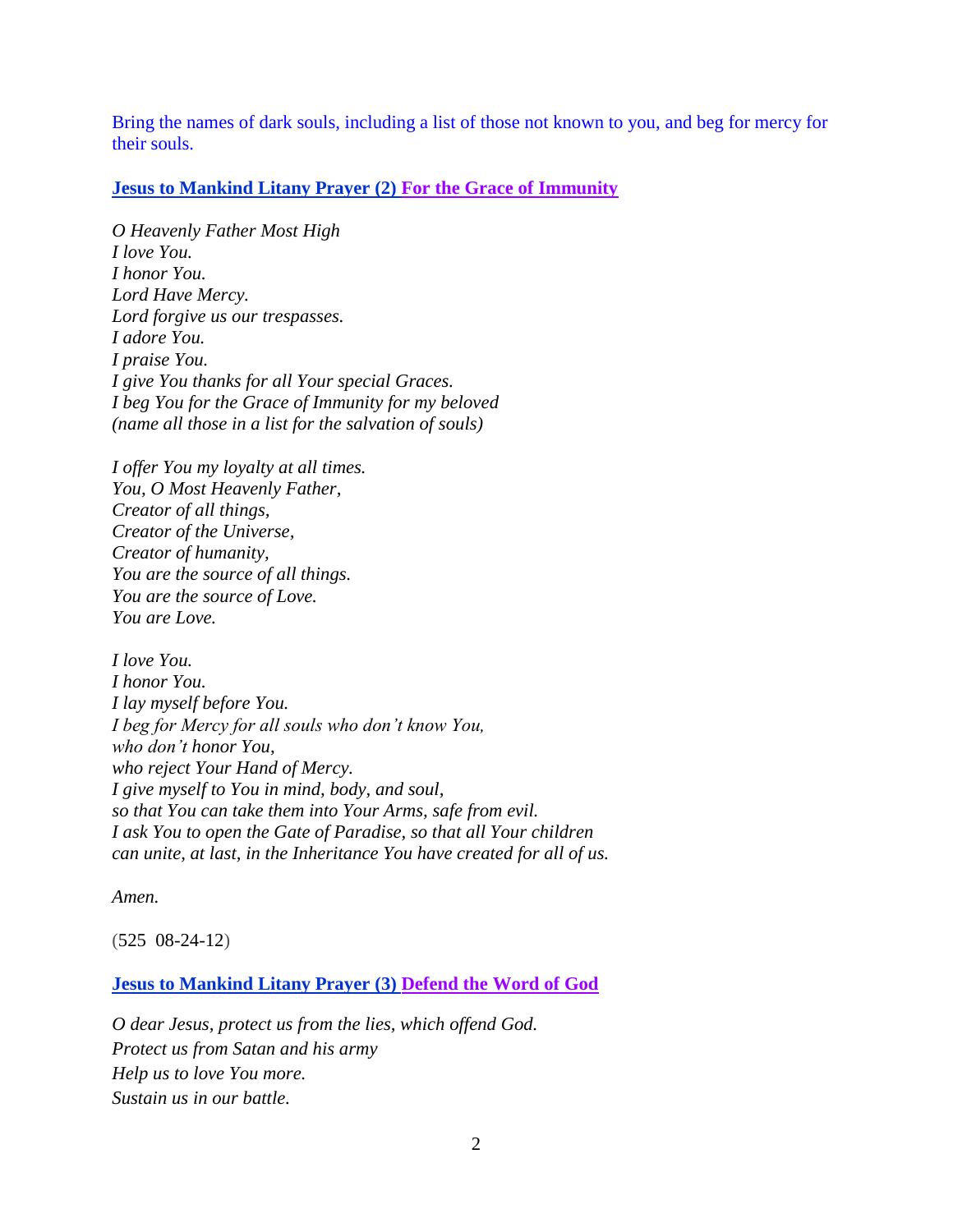Bring the names of dark souls, including a list of those not known to you, and beg for mercy for their souls.

## **Jesus to Mankind Litany Prayer (2) For the Grace of Immunity**

*O Heavenly Father Most High*
*I love You.*
*I honor You.*
*Lord Have Mercy.*
*Lord forgive us our trespasses.*
*I adore You.*
*I praise You.*
*I give You thanks for all Your special Graces.*
*I beg You for the Grace of Immunity for my beloved*
*(name all those in a list for the salvation of souls)*

*I offer You my loyalty at all times.*
*You, O Most Heavenly Father,*
*Creator of all things,*
*Creator of the Universe,*
*Creator of humanity,*
*You are the source of all things.*
*You are the source of Love.*
*You are Love.*

*I love You.*
*I honor You.*
*I lay myself before You.*
*I beg for Mercy for all souls who don't know You,*
*who don't honor You,*
*who reject Your Hand of Mercy.*
*I give myself to You in mind, body, and soul,*
*so that You can take them into Your Arms, safe from evil.*
*I ask You to open the Gate of Paradise, so that all Your children*
*can unite, at last, in the Inheritance You have created for all of us.*

*Amen.*

(525 08-24-12)

## **Jesus to Mankind Litany Prayer (3) Defend the Word of God**

*O dear Jesus, protect us from the lies, which offend God.*
*Protect us from Satan and his army*
*Help us to love You more.*
*Sustain us in our battle.*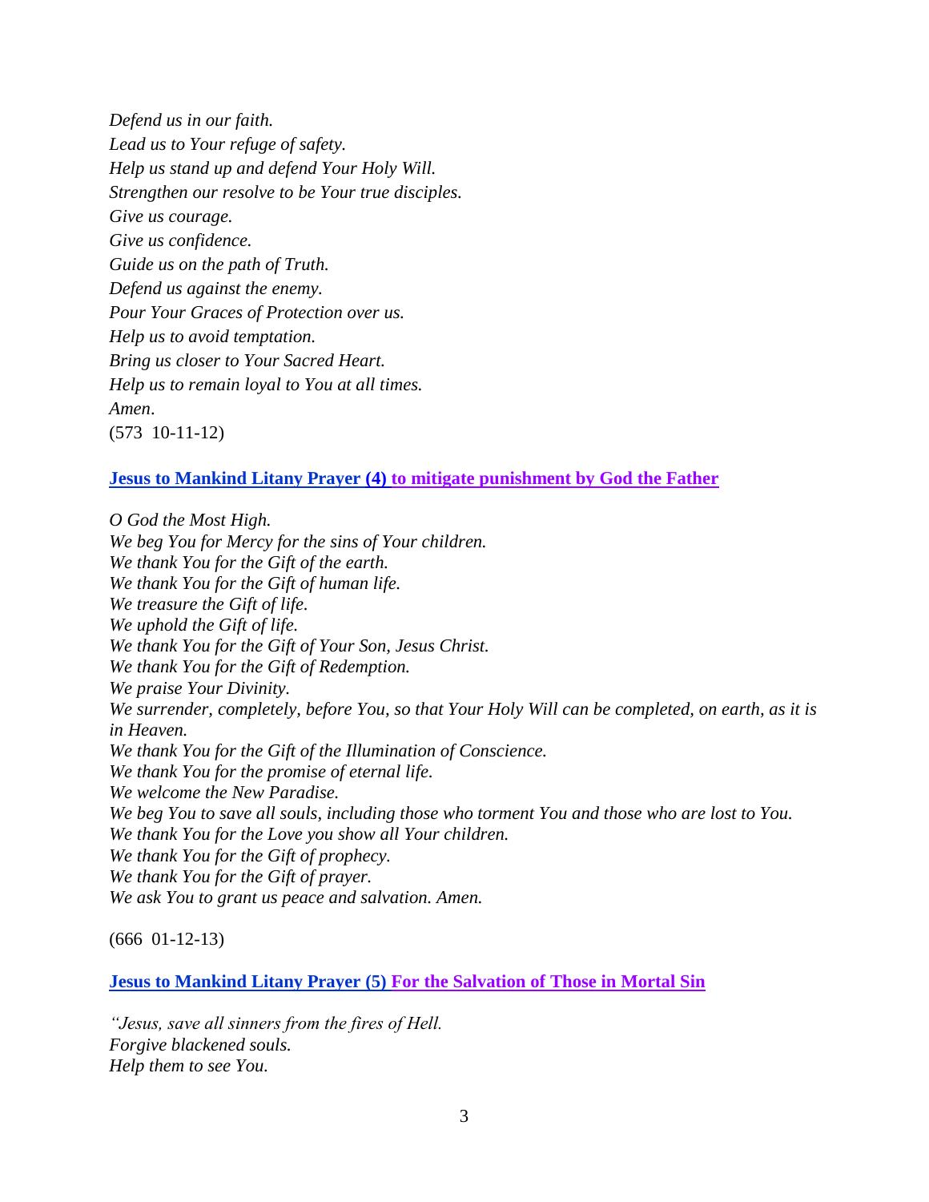*Defend us in our faith.*
*Lead us to Your refuge of safety.*
*Help us stand up and defend Your Holy Will.*
*Strengthen our resolve to be Your true disciples.*
*Give us courage.*
*Give us confidence.*
*Guide us on the path of Truth.*
*Defend us against the enemy.*
*Pour Your Graces of Protection over us.*
*Help us to avoid temptation.*
*Bring us closer to Your Sacred Heart.*
*Help us to remain loyal to You at all times.*
*Amen*.
(573 10-11-12)

**Jesus to Mankind Litany Prayer (4) to mitigate punishment by God the Father**

*O God the Most High.*
*We beg You for Mercy for the sins of Your children.*
*We thank You for the Gift of the earth.*
*We thank You for the Gift of human life.*
*We treasure the Gift of life.*
*We uphold the Gift of life.*
*We thank You for the Gift of Your Son, Jesus Christ.*
*We thank You for the Gift of Redemption.*
*We praise Your Divinity.*
*We surrender, completely, before You, so that Your Holy Will can be completed, on earth, as it is in Heaven.*
*We thank You for the Gift of the Illumination of Conscience.*
*We thank You for the promise of eternal life.*
*We welcome the New Paradise.*
*We beg You to save all souls, including those who torment You and those who are lost to You.*
*We thank You for the Love you show all Your children.*
*We thank You for the Gift of prophecy.*
*We thank You for the Gift of prayer.*
*We ask You to grant us peace and salvation. Amen.*

(666 01-12-13)

**Jesus to Mankind Litany Prayer (5) For the Salvation of Those in Mortal Sin**

*"Jesus, save all sinners from the fires of Hell.*
*Forgive blackened souls.*
*Help them to see You.*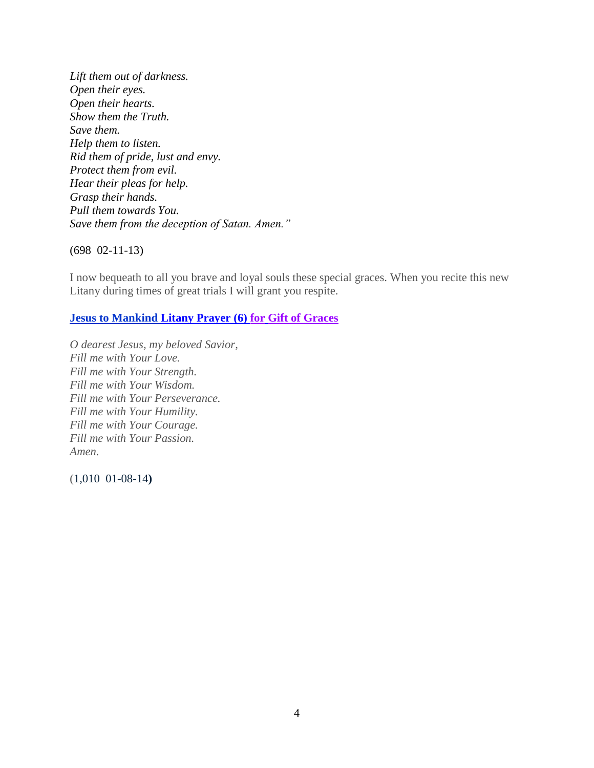*Lift them out of darkness.*
*Open their eyes.*
*Open their hearts.*
*Show them the Truth.*
*Save them.*
*Help them to listen.*
*Rid them of pride, lust and envy.*
*Protect them from evil.*
*Hear their pleas for help.*
*Grasp their hands.*
*Pull them towards You.*
*Save them from the deception of Satan. Amen."*

(698 02-11-13)

I now bequeath to all you brave and loyal souls these special graces. When you recite this new Litany during times of great trials I will grant you respite.

**Jesus to Mankind Litany Prayer (6) for Gift of Graces**

*O dearest Jesus, my beloved Savior,*
*Fill me with Your Love.*
*Fill me with Your Strength.*
*Fill me with Your Wisdom.*
*Fill me with Your Perseverance.*
*Fill me with Your Humility.*
*Fill me with Your Courage.*
*Fill me with Your Passion.*
*Amen.*

(1,010 01-08-14)